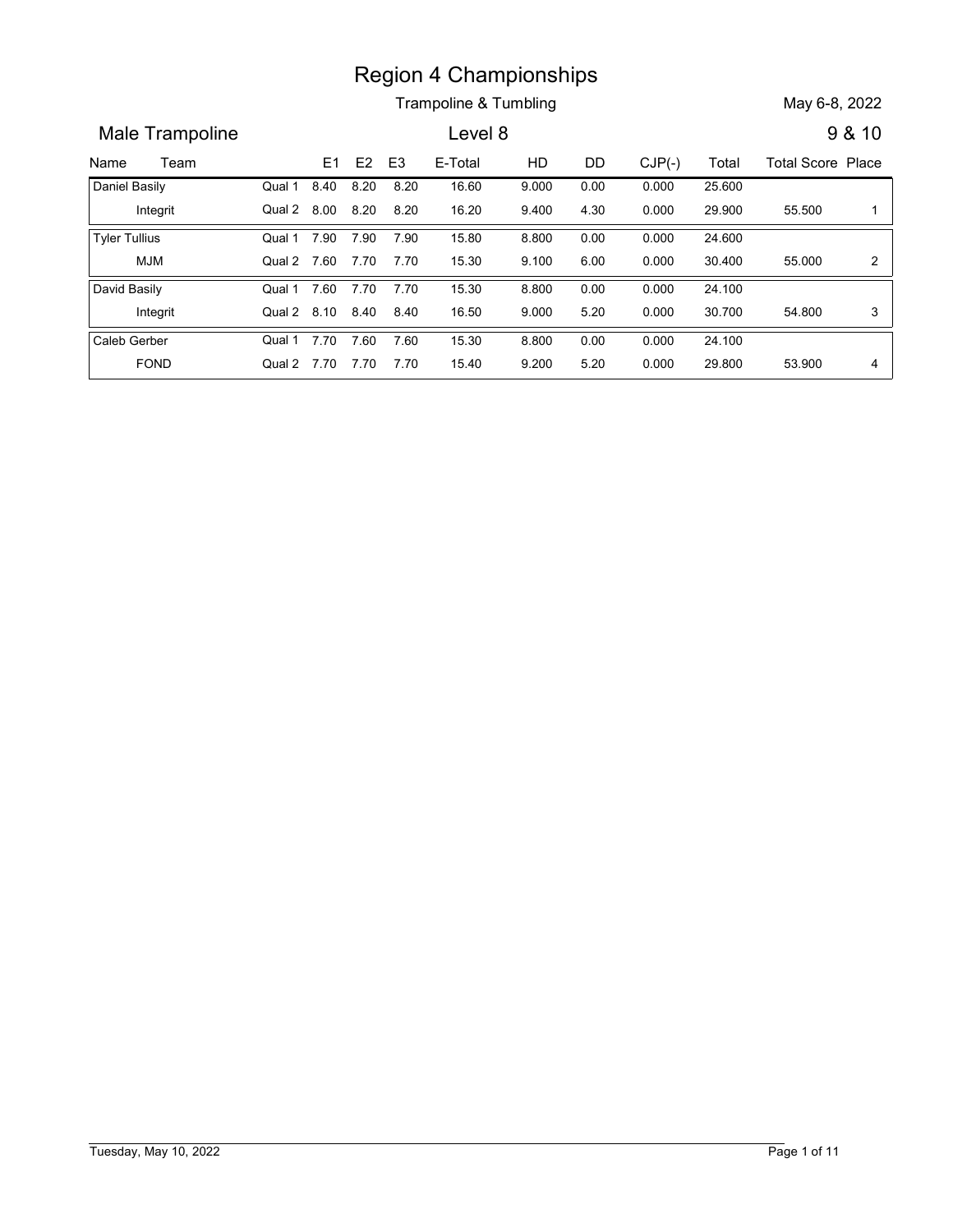# Region 4 Championships

Trampoline & Tumbling

May 6-8, 2022

## Male Trampoline

Level 8

9 & 10

| Name | Team | | E1 | E2 | E3 | E-Total | HD | DD | CJP(-) | Total | Total Score | Place |
|---|---|---|---|---|---|---|---|---|---|---|---|---|
| Daniel Basily | | Qual 1 | 8.40 | 8.20 | 8.20 | 16.60 | 9.000 | 0.00 | 0.000 | 25.600 | | |
| | Integrit | Qual 2 | 8.00 | 8.20 | 8.20 | 16.20 | 9.400 | 4.30 | 0.000 | 29.900 | 55.500 | 1 |
| Tyler Tullius | | Qual 1 | 7.90 | 7.90 | 7.90 | 15.80 | 8.800 | 0.00 | 0.000 | 24.600 | | |
| | MJM | Qual 2 | 7.60 | 7.70 | 7.70 | 15.30 | 9.100 | 6.00 | 0.000 | 30.400 | 55.000 | 2 |
| David Basily | | Qual 1 | 7.60 | 7.70 | 7.70 | 15.30 | 8.800 | 0.00 | 0.000 | 24.100 | | |
| | Integrit | Qual 2 | 8.10 | 8.40 | 8.40 | 16.50 | 9.000 | 5.20 | 0.000 | 30.700 | 54.800 | 3 |
| Caleb Gerber | | Qual 1 | 7.70 | 7.60 | 7.60 | 15.30 | 8.800 | 0.00 | 0.000 | 24.100 | | |
| | FOND | Qual 2 | 7.70 | 7.70 | 7.70 | 15.40 | 9.200 | 5.20 | 0.000 | 29.800 | 53.900 | 4 |

Tuesday, May 10, 2022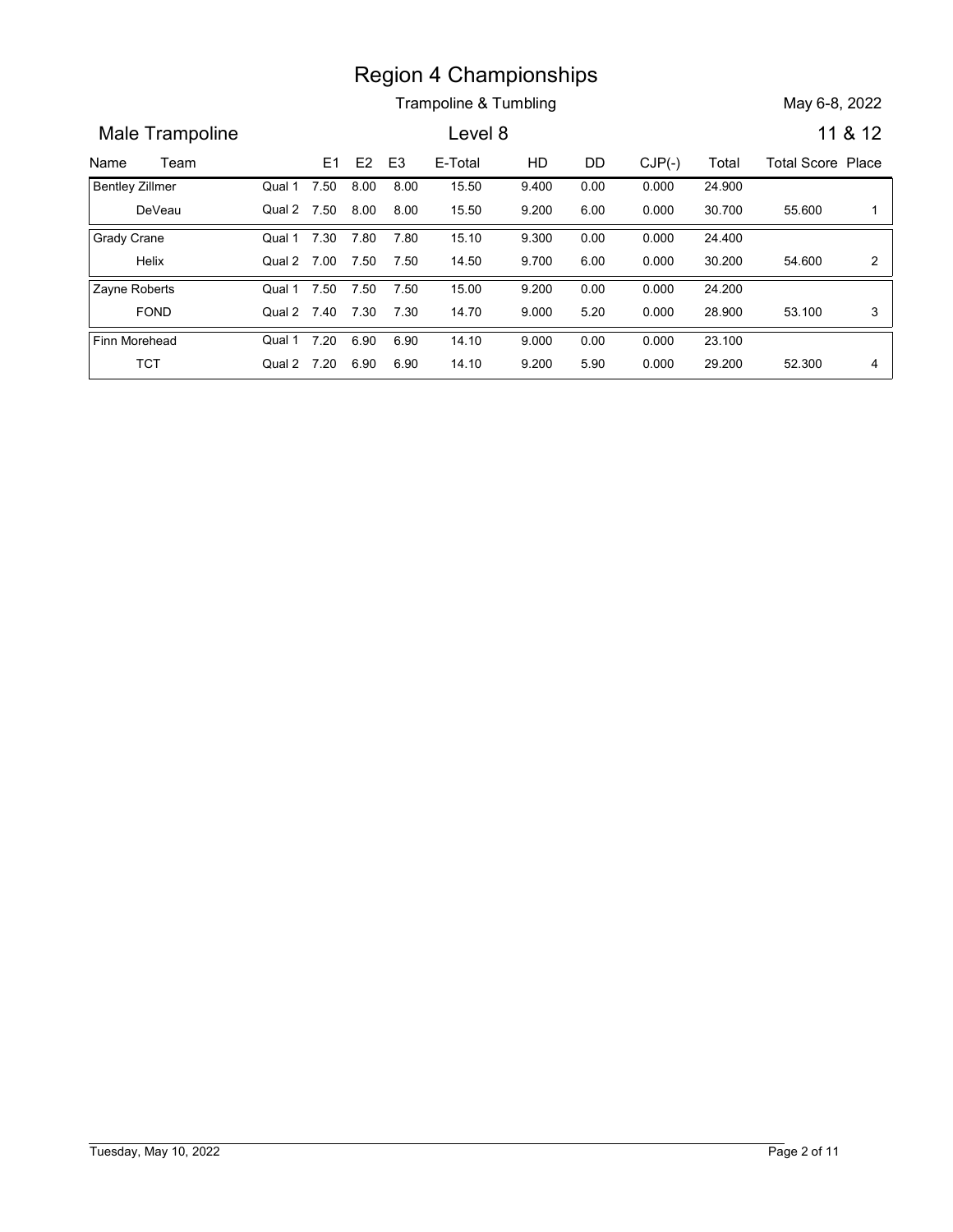# Region 4 Championships

Trampoline & Tumbling

May 6-8, 2022

## Male Trampoline

Level 8

11 & 12

| Name | Team | | E1 | E2 | E3 | E-Total | HD | DD | CJP(-) | Total | Total Score | Place |
|---|---|---|---|---|---|---|---|---|---|---|---|---|
| Bentley Zillmer | | Qual 1 | 7.50 | 8.00 | 8.00 | 15.50 | 9.400 | 0.00 | 0.000 | 24.900 | | |
| | DeVeau | Qual 2 | 7.50 | 8.00 | 8.00 | 15.50 | 9.200 | 6.00 | 0.000 | 30.700 | 55.600 | 1 |
| Grady Crane | | Qual 1 | 7.30 | 7.80 | 7.80 | 15.10 | 9.300 | 0.00 | 0.000 | 24.400 | | |
| | Helix | Qual 2 | 7.00 | 7.50 | 7.50 | 14.50 | 9.700 | 6.00 | 0.000 | 30.200 | 54.600 | 2 |
| Zayne Roberts | | Qual 1 | 7.50 | 7.50 | 7.50 | 15.00 | 9.200 | 0.00 | 0.000 | 24.200 | | |
| | FOND | Qual 2 | 7.40 | 7.30 | 7.30 | 14.70 | 9.000 | 5.20 | 0.000 | 28.900 | 53.100 | 3 |
| Finn Morehead | | Qual 1 | 7.20 | 6.90 | 6.90 | 14.10 | 9.000 | 0.00 | 0.000 | 23.100 | | |
| | TCT | Qual 2 | 7.20 | 6.90 | 6.90 | 14.10 | 9.200 | 5.90 | 0.000 | 29.200 | 52.300 | 4 |

Tuesday, May 10, 2022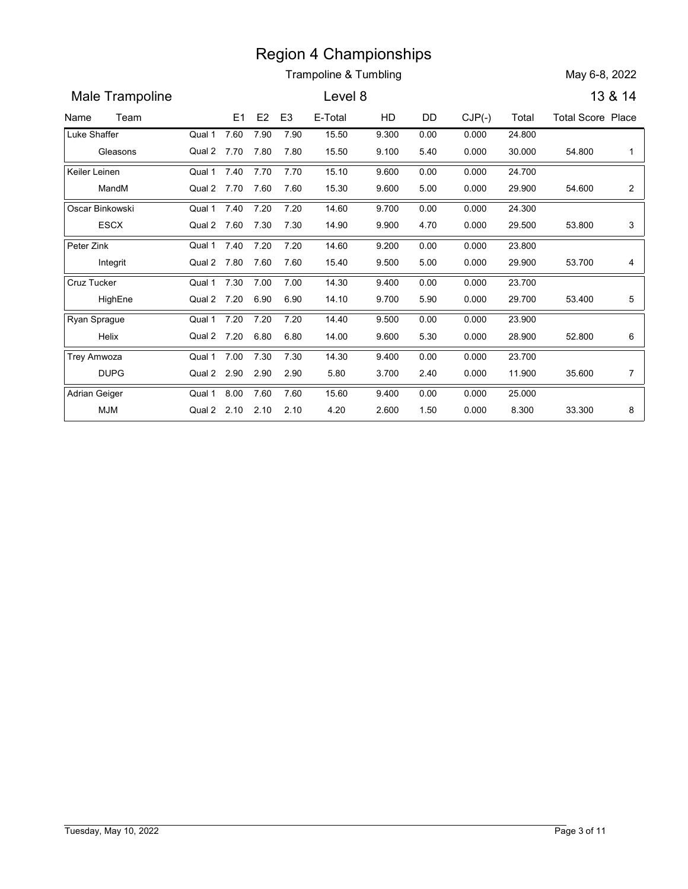# Region 4 Championships

Trampoline & Tumbling

May 6-8, 2022

## Male Trampoline

Level 8

13 & 14

| Name | Team | | E1 | E2 | E3 | E-Total | HD | DD | CJP(-) | Total | Total Score | Place |
|---|---|---|---|---|---|---|---|---|---|---|---|---|
| Luke Shaffer | | Qual 1 | 7.60 | 7.90 | 7.90 | 15.50 | 9.300 | 0.00 | 0.000 | 24.800 | | |
| | Gleasons | Qual 2 | 7.70 | 7.80 | 7.80 | 15.50 | 9.100 | 5.40 | 0.000 | 30.000 | 54.800 | 1 |
| Keiler Leinen | | Qual 1 | 7.40 | 7.70 | 7.70 | 15.10 | 9.600 | 0.00 | 0.000 | 24.700 | | |
| | MandM | Qual 2 | 7.70 | 7.60 | 7.60 | 15.30 | 9.600 | 5.00 | 0.000 | 29.900 | 54.600 | 2 |
| Oscar Binkowski | | Qual 1 | 7.40 | 7.20 | 7.20 | 14.60 | 9.700 | 0.00 | 0.000 | 24.300 | | |
| | ESCX | Qual 2 | 7.60 | 7.30 | 7.30 | 14.90 | 9.900 | 4.70 | 0.000 | 29.500 | 53.800 | 3 |
| Peter Zink | | Qual 1 | 7.40 | 7.20 | 7.20 | 14.60 | 9.200 | 0.00 | 0.000 | 23.800 | | |
| | Integrit | Qual 2 | 7.80 | 7.60 | 7.60 | 15.40 | 9.500 | 5.00 | 0.000 | 29.900 | 53.700 | 4 |
| Cruz Tucker | | Qual 1 | 7.30 | 7.00 | 7.00 | 14.30 | 9.400 | 0.00 | 0.000 | 23.700 | | |
| | HighEne | Qual 2 | 7.20 | 6.90 | 6.90 | 14.10 | 9.700 | 5.90 | 0.000 | 29.700 | 53.400 | 5 |
| Ryan Sprague | | Qual 1 | 7.20 | 7.20 | 7.20 | 14.40 | 9.500 | 0.00 | 0.000 | 23.900 | | |
| | Helix | Qual 2 | 7.20 | 6.80 | 6.80 | 14.00 | 9.600 | 5.30 | 0.000 | 28.900 | 52.800 | 6 |
| Trey Amwoza | | Qual 1 | 7.00 | 7.30 | 7.30 | 14.30 | 9.400 | 0.00 | 0.000 | 23.700 | | |
| | DUPG | Qual 2 | 2.90 | 2.90 | 2.90 | 5.80 | 3.700 | 2.40 | 0.000 | 11.900 | 35.600 | 7 |
| Adrian Geiger | | Qual 1 | 8.00 | 7.60 | 7.60 | 15.60 | 9.400 | 0.00 | 0.000 | 25.000 | | |
| | MJM | Qual 2 | 2.10 | 2.10 | 2.10 | 4.20 | 2.600 | 1.50 | 0.000 | 8.300 | 33.300 | 8 |

Tuesday, May 10, 2022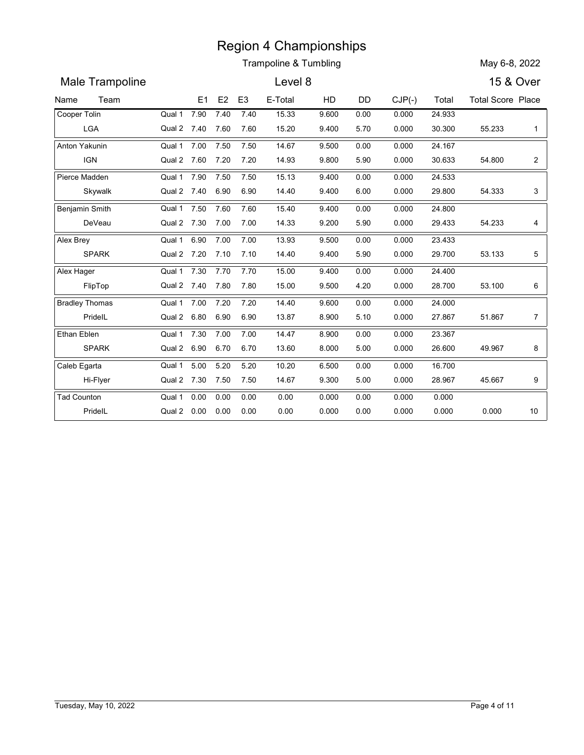# Region 4 Championships

## Trampoline & Tumbling

May 6-8, 2022

## Male Trampoline — Level 8 — 15 & Over

| Name | Team | | E1 | E2 | E3 | E-Total | HD | DD | CJP(-) | Total | Total Score | Place |
|---|---|---|---|---|---|---|---|---|---|---|---|---|
| Cooper Tolin | | Qual 1 | 7.90 | 7.40 | 7.40 | 15.33 | 9.600 | 0.00 | 0.000 | 24.933 | | |
| | LGA | Qual 2 | 7.40 | 7.60 | 7.60 | 15.20 | 9.400 | 5.70 | 0.000 | 30.300 | 55.233 | 1 |
| Anton Yakunin | | Qual 1 | 7.00 | 7.50 | 7.50 | 14.67 | 9.500 | 0.00 | 0.000 | 24.167 | | |
| | IGN | Qual 2 | 7.60 | 7.20 | 7.20 | 14.93 | 9.800 | 5.90 | 0.000 | 30.633 | 54.800 | 2 |
| Pierce Madden | | Qual 1 | 7.90 | 7.50 | 7.50 | 15.13 | 9.400 | 0.00 | 0.000 | 24.533 | | |
| | Skywalk | Qual 2 | 7.40 | 6.90 | 6.90 | 14.40 | 9.400 | 6.00 | 0.000 | 29.800 | 54.333 | 3 |
| Benjamin Smith | | Qual 1 | 7.50 | 7.60 | 7.60 | 15.40 | 9.400 | 0.00 | 0.000 | 24.800 | | |
| | DeVeau | Qual 2 | 7.30 | 7.00 | 7.00 | 14.33 | 9.200 | 5.90 | 0.000 | 29.433 | 54.233 | 4 |
| Alex Brey | | Qual 1 | 6.90 | 7.00 | 7.00 | 13.93 | 9.500 | 0.00 | 0.000 | 23.433 | | |
| | SPARK | Qual 2 | 7.20 | 7.10 | 7.10 | 14.40 | 9.400 | 5.90 | 0.000 | 29.700 | 53.133 | 5 |
| Alex Hager | | Qual 1 | 7.30 | 7.70 | 7.70 | 15.00 | 9.400 | 0.00 | 0.000 | 24.400 | | |
| | FlipTop | Qual 2 | 7.40 | 7.80 | 7.80 | 15.00 | 9.500 | 4.20 | 0.000 | 28.700 | 53.100 | 6 |
| Bradley Thomas | | Qual 1 | 7.00 | 7.20 | 7.20 | 14.40 | 9.600 | 0.00 | 0.000 | 24.000 | | |
| | PrideIL | Qual 2 | 6.80 | 6.90 | 6.90 | 13.87 | 8.900 | 5.10 | 0.000 | 27.867 | 51.867 | 7 |
| Ethan Eblen | | Qual 1 | 7.30 | 7.00 | 7.00 | 14.47 | 8.900 | 0.00 | 0.000 | 23.367 | | |
| | SPARK | Qual 2 | 6.90 | 6.70 | 6.70 | 13.60 | 8.000 | 5.00 | 0.000 | 26.600 | 49.967 | 8 |
| Caleb Egarta | | Qual 1 | 5.00 | 5.20 | 5.20 | 10.20 | 6.500 | 0.00 | 0.000 | 16.700 | | |
| | Hi-Flyer | Qual 2 | 7.30 | 7.50 | 7.50 | 14.67 | 9.300 | 5.00 | 0.000 | 28.967 | 45.667 | 9 |
| Tad Counton | | Qual 1 | 0.00 | 0.00 | 0.00 | 0.00 | 0.000 | 0.00 | 0.000 | 0.000 | | |
| | PrideIL | Qual 2 | 0.00 | 0.00 | 0.00 | 0.00 | 0.000 | 0.00 | 0.000 | 0.000 | 0.000 | 10 |

Tuesday, May 10, 2022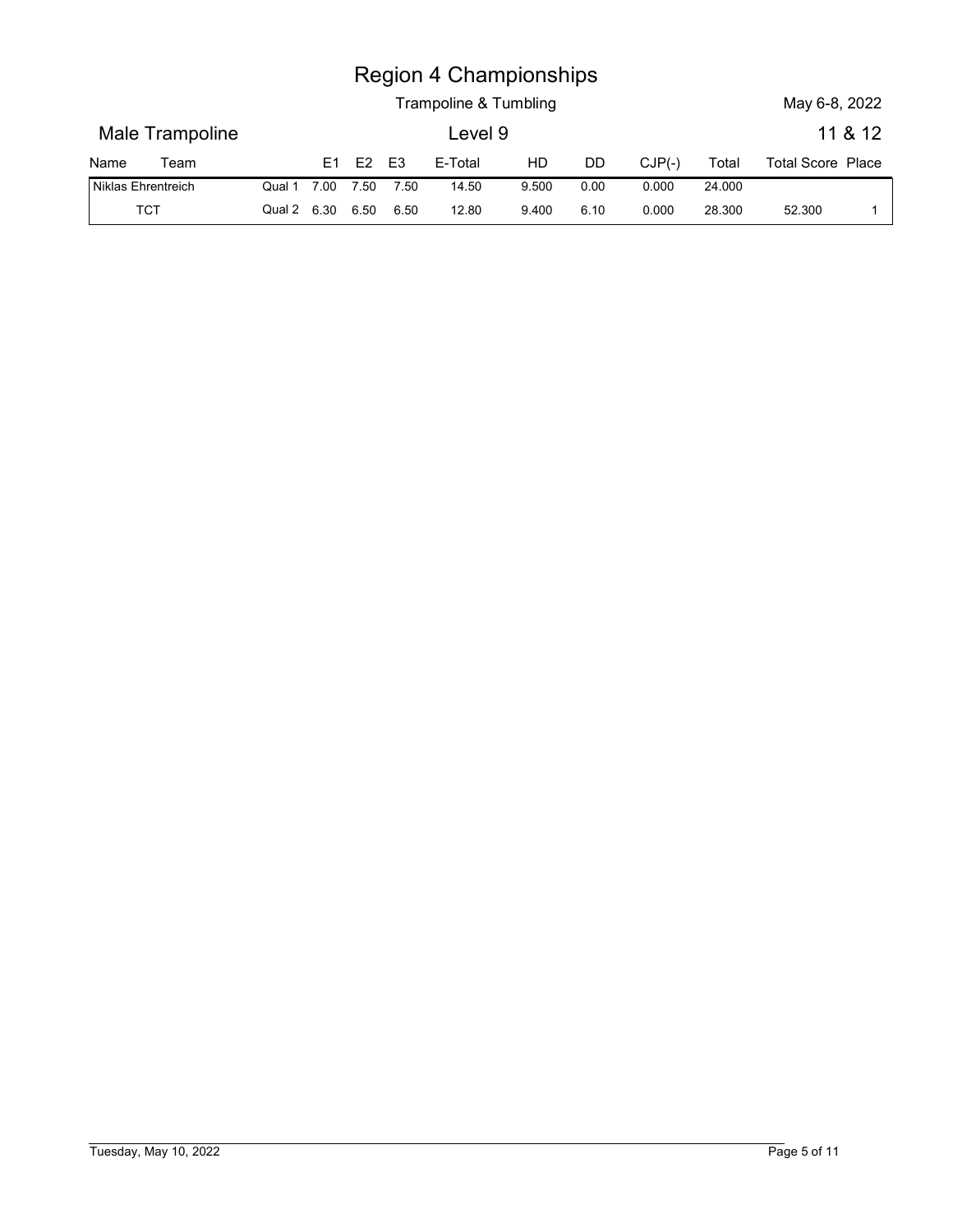# Region 4 Championships

Trampoline & Tumbling

May 6-8, 2022

## Male Trampoline

Level 9

11 & 12

| Name | Team | | E1 | E2 | E3 | E-Total | HD | DD | CJP(-) | Total | Total Score | Place |
|---|---|---|---|---|---|---|---|---|---|---|---|---|
| Niklas Ehrentreich | | Qual 1 | 7.00 | 7.50 | 7.50 | 14.50 | 9.500 | 0.00 | 0.000 | 24.000 | | |
| | TCT | Qual 2 | 6.30 | 6.50 | 6.50 | 12.80 | 9.400 | 6.10 | 0.000 | 28.300 | 52.300 | 1 |

Tuesday, May 10, 2022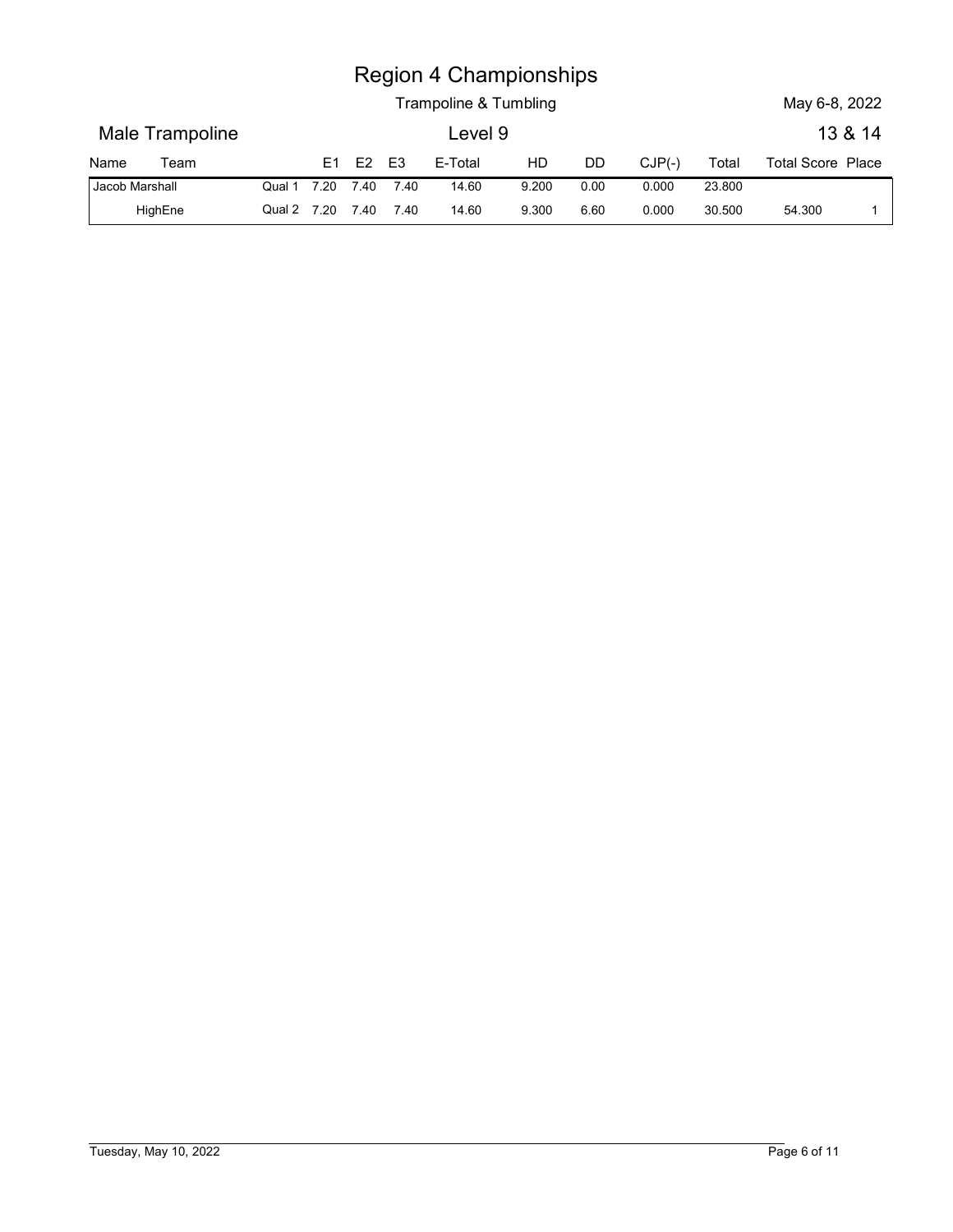# Region 4 Championships

Trampoline & Tumbling

May 6-8, 2022

## Male Trampoline

Level 9

13 & 14

| Name | Team | | E1 | E2 | E3 | E-Total | HD | DD | CJP(-) | Total | Total Score | Place |
|---|---|---|---|---|---|---|---|---|---|---|---|---|
| Jacob Marshall | | Qual 1 | 7.20 | 7.40 | 7.40 | 14.60 | 9.200 | 0.00 | 0.000 | 23.800 | | |
| | HighEne | Qual 2 | 7.20 | 7.40 | 7.40 | 14.60 | 9.300 | 6.60 | 0.000 | 30.500 | 54.300 | 1 |

Tuesday, May 10, 2022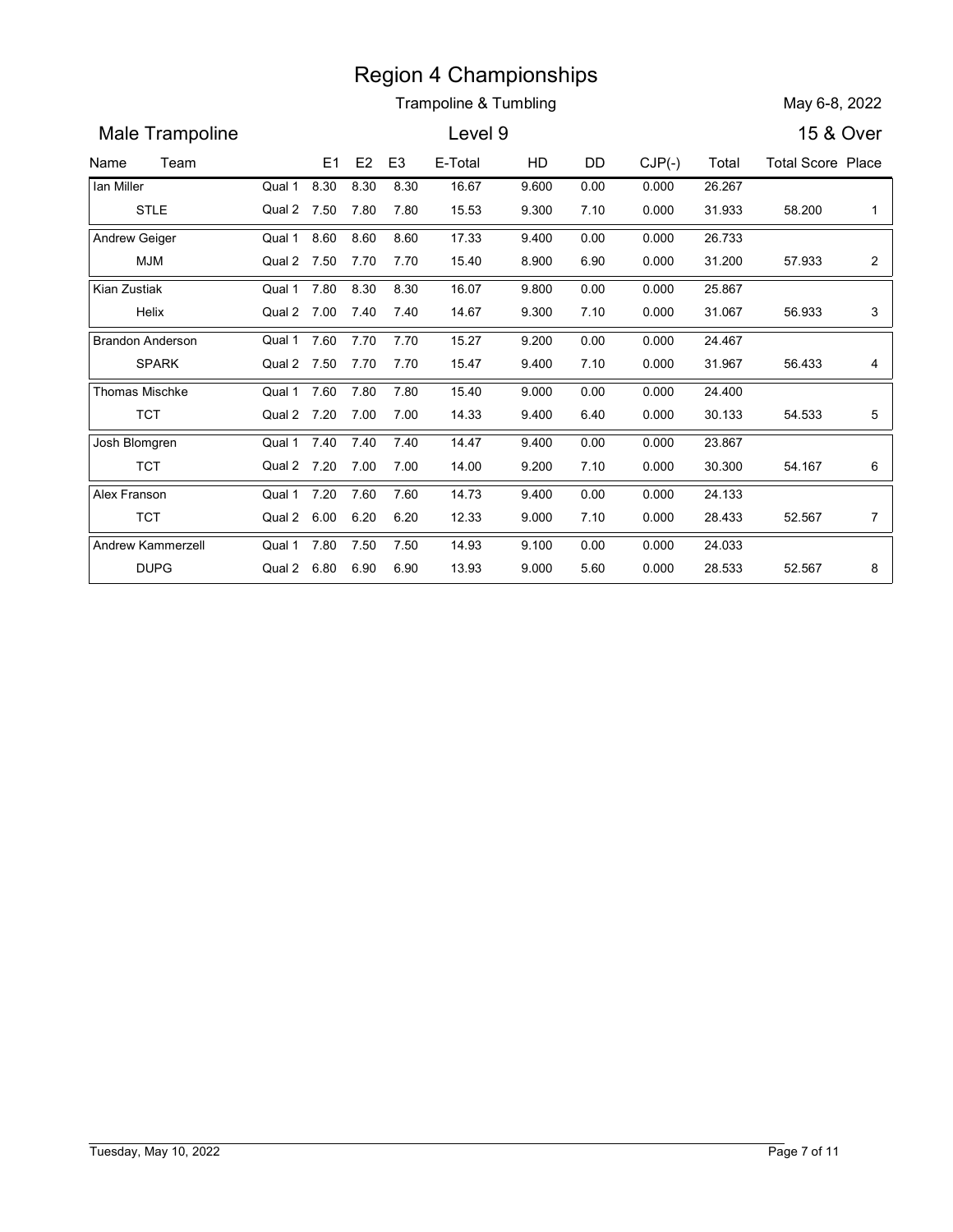# Region 4 Championships

Trampoline & Tumbling

May 6-8, 2022

## Male Trampoline

Level 9

15 & Over

| Name | Team | | E1 | E2 | E3 | E-Total | HD | DD | CJP(-) | Total | Total Score | Place |
|---|---|---|---|---|---|---|---|---|---|---|---|---|
| Ian Miller | | Qual 1 | 8.30 | 8.30 | 8.30 | 16.67 | 9.600 | 0.00 | 0.000 | 26.267 | | |
| | STLE | Qual 2 | 7.50 | 7.80 | 7.80 | 15.53 | 9.300 | 7.10 | 0.000 | 31.933 | 58.200 | 1 |
| Andrew Geiger | | Qual 1 | 8.60 | 8.60 | 8.60 | 17.33 | 9.400 | 0.00 | 0.000 | 26.733 | | |
| | MJM | Qual 2 | 7.50 | 7.70 | 7.70 | 15.40 | 8.900 | 6.90 | 0.000 | 31.200 | 57.933 | 2 |
| Kian Zustiak | | Qual 1 | 7.80 | 8.30 | 8.30 | 16.07 | 9.800 | 0.00 | 0.000 | 25.867 | | |
| | Helix | Qual 2 | 7.00 | 7.40 | 7.40 | 14.67 | 9.300 | 7.10 | 0.000 | 31.067 | 56.933 | 3 |
| Brandon Anderson | | Qual 1 | 7.60 | 7.70 | 7.70 | 15.27 | 9.200 | 0.00 | 0.000 | 24.467 | | |
| | SPARK | Qual 2 | 7.50 | 7.70 | 7.70 | 15.47 | 9.400 | 7.10 | 0.000 | 31.967 | 56.433 | 4 |
| Thomas Mischke | | Qual 1 | 7.60 | 7.80 | 7.80 | 15.40 | 9.000 | 0.00 | 0.000 | 24.400 | | |
| | TCT | Qual 2 | 7.20 | 7.00 | 7.00 | 14.33 | 9.400 | 6.40 | 0.000 | 30.133 | 54.533 | 5 |
| Josh Blomgren | | Qual 1 | 7.40 | 7.40 | 7.40 | 14.47 | 9.400 | 0.00 | 0.000 | 23.867 | | |
| | TCT | Qual 2 | 7.20 | 7.00 | 7.00 | 14.00 | 9.200 | 7.10 | 0.000 | 30.300 | 54.167 | 6 |
| Alex Franson | | Qual 1 | 7.20 | 7.60 | 7.60 | 14.73 | 9.400 | 0.00 | 0.000 | 24.133 | | |
| | TCT | Qual 2 | 6.00 | 6.20 | 6.20 | 12.33 | 9.000 | 7.10 | 0.000 | 28.433 | 52.567 | 7 |
| Andrew Kammerzell | | Qual 1 | 7.80 | 7.50 | 7.50 | 14.93 | 9.100 | 0.00 | 0.000 | 24.033 | | |
| | DUPG | Qual 2 | 6.80 | 6.90 | 6.90 | 13.93 | 9.000 | 5.60 | 0.000 | 28.533 | 52.567 | 8 |

Tuesday, May 10, 2022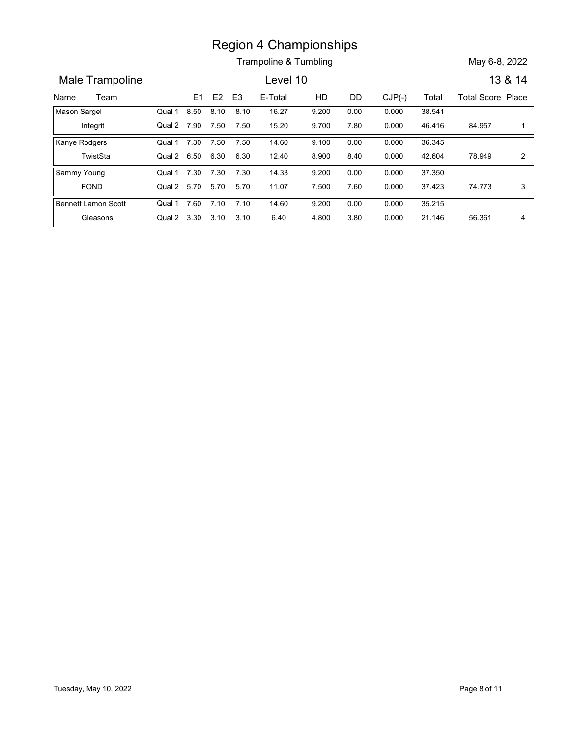# Region 4 Championships

## Trampoline & Tumbling

May 6-8, 2022

### Male Trampoline — Level 10 — 13 & 14

| Name | Team | | E1 | E2 | E3 | E-Total | HD | DD | CJP(-) | Total | Total Score | Place |
|---|---|---|---|---|---|---|---|---|---|---|---|---|
| Mason Sargel | | Qual 1 | 8.50 | 8.10 | 8.10 | 16.27 | 9.200 | 0.00 | 0.000 | 38.541 | | |
| | Integrit | Qual 2 | 7.90 | 7.50 | 7.50 | 15.20 | 9.700 | 7.80 | 0.000 | 46.416 | 84.957 | 1 |
| Kanye Rodgers | | Qual 1 | 7.30 | 7.50 | 7.50 | 14.60 | 9.100 | 0.00 | 0.000 | 36.345 | | |
| | TwistSta | Qual 2 | 6.50 | 6.30 | 6.30 | 12.40 | 8.900 | 8.40 | 0.000 | 42.604 | 78.949 | 2 |
| Sammy Young | | Qual 1 | 7.30 | 7.30 | 7.30 | 14.33 | 9.200 | 0.00 | 0.000 | 37.350 | | |
| | FOND | Qual 2 | 5.70 | 5.70 | 5.70 | 11.07 | 7.500 | 7.60 | 0.000 | 37.423 | 74.773 | 3 |
| Bennett Lamon Scott | | Qual 1 | 7.60 | 7.10 | 7.10 | 14.60 | 9.200 | 0.00 | 0.000 | 35.215 | | |
| | Gleasons | Qual 2 | 3.30 | 3.10 | 3.10 | 6.40 | 4.800 | 3.80 | 0.000 | 21.146 | 56.361 | 4 |

Tuesday, May 10, 2022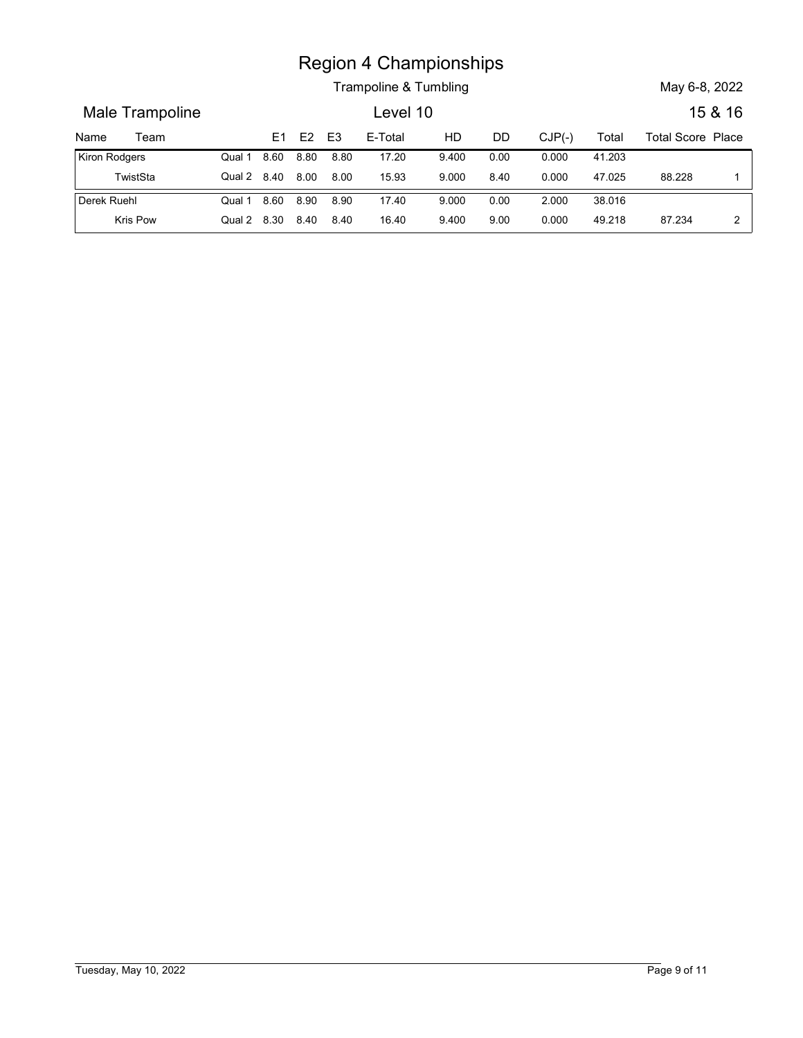# Region 4 Championships

Trampoline & Tumbling

May 6-8, 2022

## Male Trampoline

Level 10

15 & 16

| Name | Team | | E1 | E2 | E3 | E-Total | HD | DD | CJP(-) | Total | Total Score | Place |
|---|---|---|---|---|---|---|---|---|---|---|---|---|
| Kiron Rodgers | | Qual 1 | 8.60 | 8.80 | 8.80 | 17.20 | 9.400 | 0.00 | 0.000 | 41.203 | | |
| | TwistSta | Qual 2 | 8.40 | 8.00 | 8.00 | 15.93 | 9.000 | 8.40 | 0.000 | 47.025 | 88.228 | 1 |
| Derek Ruehl | | Qual 1 | 8.60 | 8.90 | 8.90 | 17.40 | 9.000 | 0.00 | 2.000 | 38.016 | | |
| | Kris Pow | Qual 2 | 8.30 | 8.40 | 8.40 | 16.40 | 9.400 | 9.00 | 0.000 | 49.218 | 87.234 | 2 |

Tuesday, May 10, 2022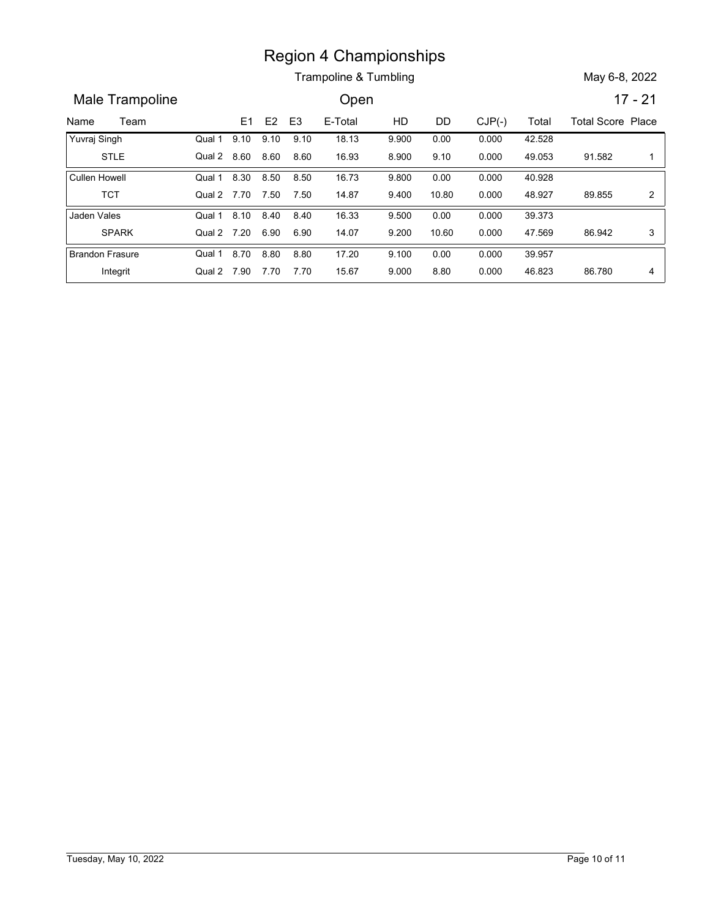# Region 4 Championships

Trampoline & Tumbling

May 6-8, 2022

## Male Trampoline

Open

17 - 21

| Name | Team | | E1 | E2 | E3 | E-Total | HD | DD | CJP(-) | Total | Total Score | Place |
|---|---|---|---|---|---|---|---|---|---|---|---|---|
| Yuvraj Singh | | Qual 1 | 9.10 | 9.10 | 9.10 | 18.13 | 9.900 | 0.00 | 0.000 | 42.528 | | |
| | STLE | Qual 2 | 8.60 | 8.60 | 8.60 | 16.93 | 8.900 | 9.10 | 0.000 | 49.053 | 91.582 | 1 |
| Cullen Howell | | Qual 1 | 8.30 | 8.50 | 8.50 | 16.73 | 9.800 | 0.00 | 0.000 | 40.928 | | |
| | TCT | Qual 2 | 7.70 | 7.50 | 7.50 | 14.87 | 9.400 | 10.80 | 0.000 | 48.927 | 89.855 | 2 |
| Jaden Vales | | Qual 1 | 8.10 | 8.40 | 8.40 | 16.33 | 9.500 | 0.00 | 0.000 | 39.373 | | |
| | SPARK | Qual 2 | 7.20 | 6.90 | 6.90 | 14.07 | 9.200 | 10.60 | 0.000 | 47.569 | 86.942 | 3 |
| Brandon Frasure | | Qual 1 | 8.70 | 8.80 | 8.80 | 17.20 | 9.100 | 0.00 | 0.000 | 39.957 | | |
| | Integrit | Qual 2 | 7.90 | 7.70 | 7.70 | 15.67 | 9.000 | 8.80 | 0.000 | 46.823 | 86.780 | 4 |

Tuesday, May 10, 2022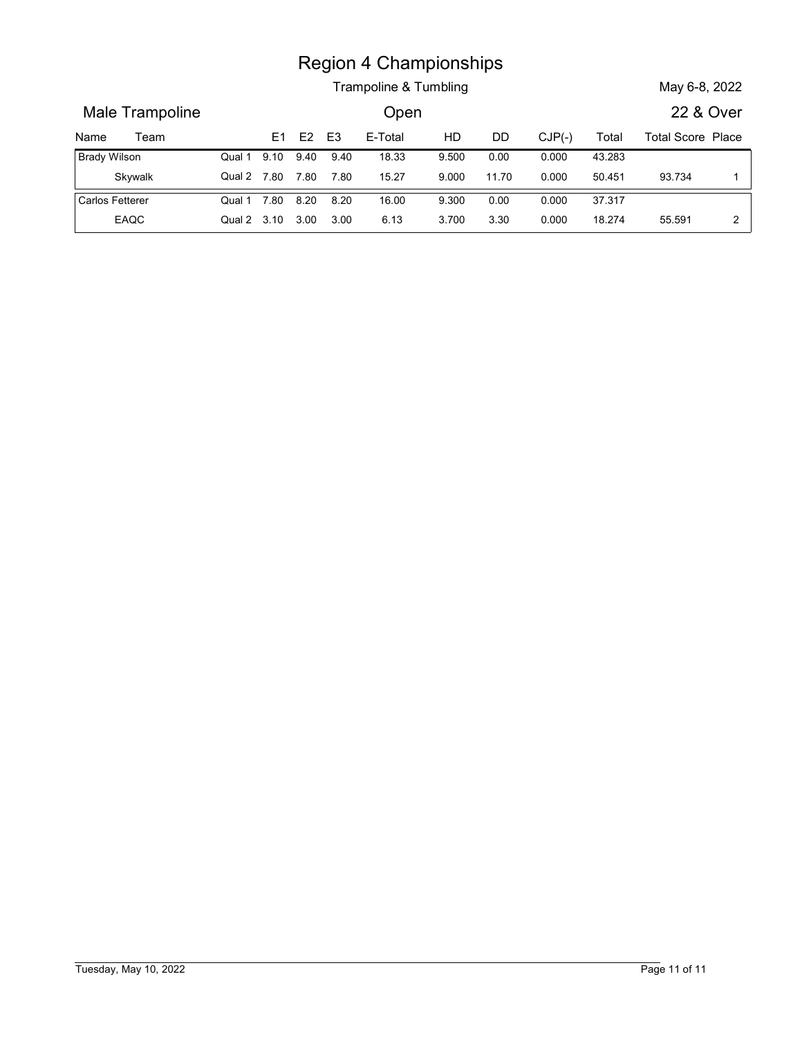# Region 4 Championships

Trampoline & Tumbling

May 6-8, 2022

## Male Trampoline

Open

22 & Over

| Name | Team | | E1 | E2 | E3 | E-Total | HD | DD | CJP(-) | Total | Total Score | Place |
|---|---|---|---|---|---|---|---|---|---|---|---|---|
| Brady Wilson | | Qual 1 | 9.10 | 9.40 | 9.40 | 18.33 | 9.500 | 0.00 | 0.000 | 43.283 | | |
| | Skywalk | Qual 2 | 7.80 | 7.80 | 7.80 | 15.27 | 9.000 | 11.70 | 0.000 | 50.451 | 93.734 | 1 |
| Carlos Fetterer | | Qual 1 | 7.80 | 8.20 | 8.20 | 16.00 | 9.300 | 0.00 | 0.000 | 37.317 | | |
| | EAQC | Qual 2 | 3.10 | 3.00 | 3.00 | 6.13 | 3.700 | 3.30 | 0.000 | 18.274 | 55.591 | 2 |

Tuesday, May 10, 2022